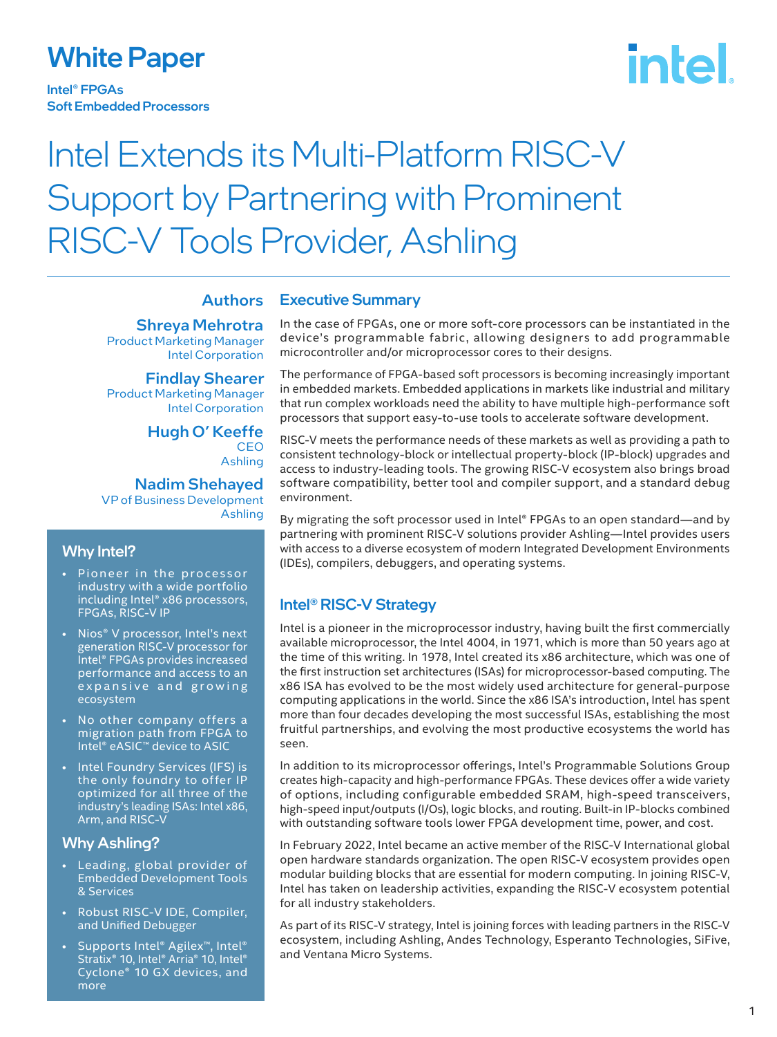White Paper

Intel® FPGAs
Soft Embedded Processors

# Intel Extends its Multi-Platform RISC-V Support by Partnering with Prominent RISC-V Tools Provider, Ashling

**Authors**

**Shreya Mehrotra**
Product Marketing Manager
Intel Corporation

**Findlay Shearer**
Product Marketing Manager
Intel Corporation

**Hugh O' Keeffe**
CEO
Ashling

**Nadim Shehayed**
VP of Business Development
Ashling

### Why Intel?

- Pioneer in the processor industry with a wide portfolio including Intel® x86 processors, FPGAs, RISC-V IP
- Nios® V processor, Intel's next generation RISC-V processor for Intel® FPGAs provides increased performance and access to an expansive and growing ecosystem
- No other company offers a migration path from FPGA to Intel® eASIC™ device to ASIC
- Intel Foundry Services (IFS) is the only foundry to offer IP optimized for all three of the industry's leading ISAs: Intel x86, Arm, and RISC-V

### Why Ashling?

- Leading, global provider of Embedded Development Tools & Services
- Robust RISC-V IDE, Compiler, and Unified Debugger
- Supports Intel® Agilex™, Intel® Stratix® 10, Intel® Arria® 10, Intel® Cyclone® 10 GX devices, and more

## Executive Summary

In the case of FPGAs, one or more soft-core processors can be instantiated in the device's programmable fabric, allowing designers to add programmable microcontroller and/or microprocessor cores to their designs.

The performance of FPGA-based soft processors is becoming increasingly important in embedded markets. Embedded applications in markets like industrial and military that run complex workloads need the ability to have multiple high-performance soft processors that support easy-to-use tools to accelerate software development.

RISC-V meets the performance needs of these markets as well as providing a path to consistent technology-block or intellectual property-block (IP-block) upgrades and access to industry-leading tools. The growing RISC-V ecosystem also brings broad software compatibility, better tool and compiler support, and a standard debug environment.

By migrating the soft processor used in Intel® FPGAs to an open standard—and by partnering with prominent RISC-V solutions provider Ashling—Intel provides users with access to a diverse ecosystem of modern Integrated Development Environments (IDEs), compilers, debuggers, and operating systems.

## Intel® RISC-V Strategy

Intel is a pioneer in the microprocessor industry, having built the first commercially available microprocessor, the Intel 4004, in 1971, which is more than 50 years ago at the time of this writing. In 1978, Intel created its x86 architecture, which was one of the first instruction set architectures (ISAs) for microprocessor-based computing. The x86 ISA has evolved to be the most widely used architecture for general-purpose computing applications in the world. Since the x86 ISA's introduction, Intel has spent more than four decades developing the most successful ISAs, establishing the most fruitful partnerships, and evolving the most productive ecosystems the world has seen.

In addition to its microprocessor offerings, Intel's Programmable Solutions Group creates high-capacity and high-performance FPGAs. These devices offer a wide variety of options, including configurable embedded SRAM, high-speed transceivers, high-speed input/outputs (I/Os), logic blocks, and routing. Built-in IP-blocks combined with outstanding software tools lower FPGA development time, power, and cost.

In February 2022, Intel became an active member of the RISC-V International global open hardware standards organization. The open RISC-V ecosystem provides open modular building blocks that are essential for modern computing. In joining RISC-V, Intel has taken on leadership activities, expanding the RISC-V ecosystem potential for all industry stakeholders.

As part of its RISC-V strategy, Intel is joining forces with leading partners in the RISC-V ecosystem, including Ashling, Andes Technology, Esperanto Technologies, SiFive, and Ventana Micro Systems.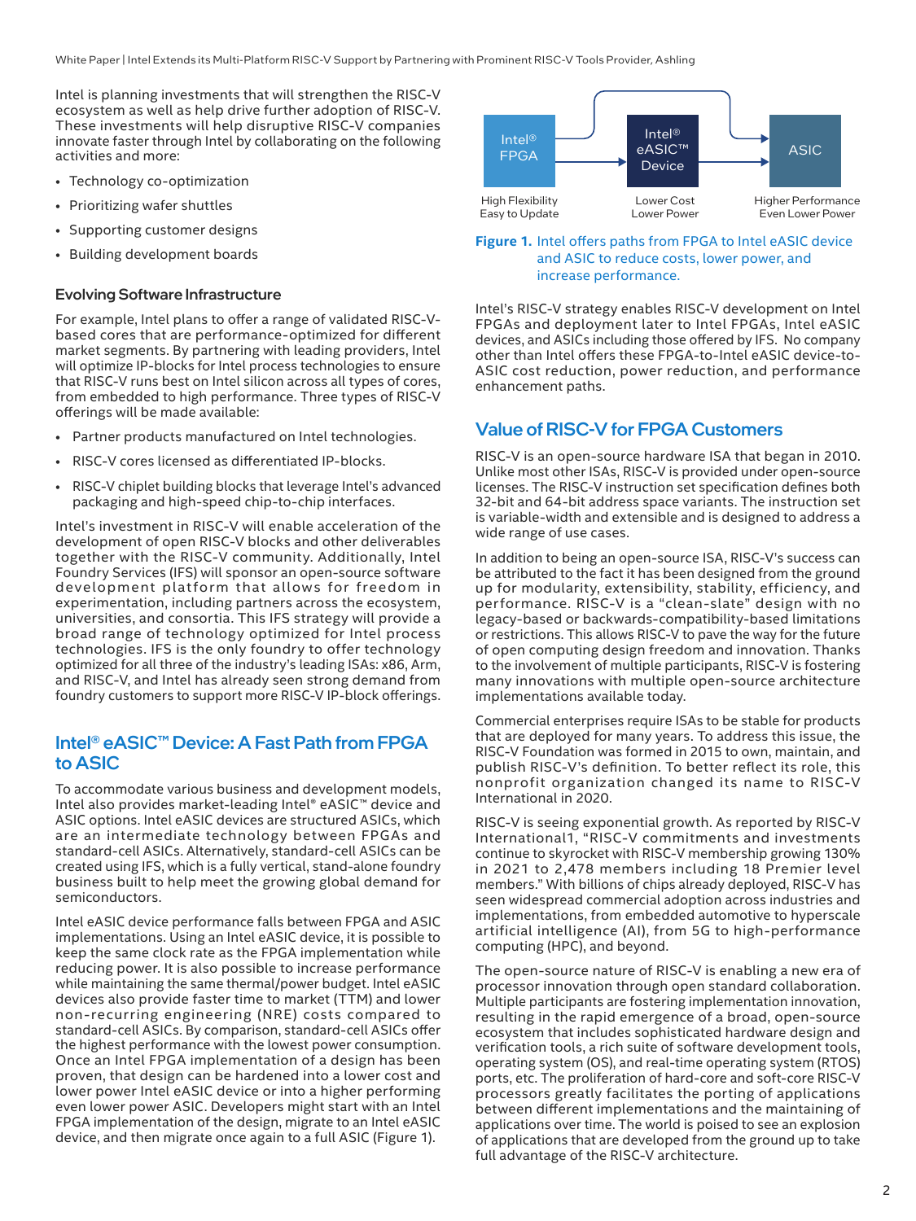Intel is planning investments that will strengthen the RISC-V ecosystem as well as help drive further adoption of RISC-V. These investments will help disruptive RISC-V companies innovate faster through Intel by collaborating on the following activities and more:

- Technology co-optimization
- Prioritizing wafer shuttles
- Supporting customer designs
- Building development boards

### Evolving Software Infrastructure

For example, Intel plans to offer a range of validated RISC-V-based cores that are performance-optimized for different market segments. By partnering with leading providers, Intel will optimize IP-blocks for Intel process technologies to ensure that RISC-V runs best on Intel silicon across all types of cores, from embedded to high performance. Three types of RISC-V offerings will be made available:

- Partner products manufactured on Intel technologies.
- RISC-V cores licensed as differentiated IP-blocks.
- RISC-V chiplet building blocks that leverage Intel's advanced packaging and high-speed chip-to-chip interfaces.

Intel's investment in RISC-V will enable acceleration of the development of open RISC-V blocks and other deliverables together with the RISC-V community. Additionally, Intel Foundry Services (IFS) will sponsor an open-source software development platform that allows for freedom in experimentation, including partners across the ecosystem, universities, and consortia. This IFS strategy will provide a broad range of technology optimized for Intel process technologies. IFS is the only foundry to offer technology optimized for all three of the industry's leading ISAs: x86, Arm, and RISC-V, and Intel has already seen strong demand from foundry customers to support more RISC-V IP-block offerings.

## Intel® eASIC™ Device: A Fast Path from FPGA to ASIC

To accommodate various business and development models, Intel also provides market-leading Intel® eASIC™ device and ASIC options. Intel eASIC devices are structured ASICs, which are an intermediate technology between FPGAs and standard-cell ASICs. Alternatively, standard-cell ASICs can be created using IFS, which is a fully vertical, stand-alone foundry business built to help meet the growing global demand for semiconductors.

Intel eASIC device performance falls between FPGA and ASIC implementations. Using an Intel eASIC device, it is possible to keep the same clock rate as the FPGA implementation while reducing power. It is also possible to increase performance while maintaining the same thermal/power budget. Intel eASIC devices also provide faster time to market (TTM) and lower non-recurring engineering (NRE) costs compared to standard-cell ASICs. By comparison, standard-cell ASICs offer the highest performance with the lowest power consumption. Once an Intel FPGA implementation of a design has been proven, that design can be hardened into a lower cost and lower power Intel eASIC device or into a higher performing even lower power ASIC. Developers might start with an Intel FPGA implementation of the design, migrate to an Intel eASIC device, and then migrate once again to a full ASIC (Figure 1).

Intel® FPGA → Intel® eASIC™ Device → ASIC

High Flexibility, Easy to Update | Lower Cost, Lower Power | Higher Performance, Even Lower Power

**Figure 1.** Intel offers paths from FPGA to Intel eASIC device and ASIC to reduce costs, lower power, and increase performance.

Intel's RISC-V strategy enables RISC-V development on Intel FPGAs and deployment later to Intel FPGAs, Intel eASIC devices, and ASICs including those offered by IFS. No company other than Intel offers these FPGA-to-Intel eASIC device-to-ASIC cost reduction, power reduction, and performance enhancement paths.

## Value of RISC-V for FPGA Customers

RISC-V is an open-source hardware ISA that began in 2010. Unlike most other ISAs, RISC-V is provided under open-source licenses. The RISC-V instruction set specification defines both 32-bit and 64-bit address space variants. The instruction set is variable-width and extensible and is designed to address a wide range of use cases.

In addition to being an open-source ISA, RISC-V's success can be attributed to the fact it has been designed from the ground up for modularity, extensibility, stability, efficiency, and performance. RISC-V is a "clean-slate" design with no legacy-based or backwards-compatibility-based limitations or restrictions. This allows RISC-V to pave the way for the future of open computing design freedom and innovation. Thanks to the involvement of multiple participants, RISC-V is fostering many innovations with multiple open-source architecture implementations available today.

Commercial enterprises require ISAs to be stable for products that are deployed for many years. To address this issue, the RISC-V Foundation was formed in 2015 to own, maintain, and publish RISC-V's definition. To better reflect its role, this nonprofit organization changed its name to RISC-V International in 2020.

RISC-V is seeing exponential growth. As reported by RISC-V International[1], "RISC-V commitments and investments continue to skyrocket with RISC-V membership growing 130% in 2021 to 2,478 members including 18 Premier level members." With billions of chips already deployed, RISC-V has seen widespread commercial adoption across industries and implementations, from embedded automotive to hyperscale artificial intelligence (AI), from 5G to high-performance computing (HPC), and beyond.

The open-source nature of RISC-V is enabling a new era of processor innovation through open standard collaboration. Multiple participants are fostering implementation innovation, resulting in the rapid emergence of a broad, open-source ecosystem that includes sophisticated hardware design and verification tools, a rich suite of software development tools, operating system (OS), and real-time operating system (RTOS) ports, etc. The proliferation of hard-core and soft-core RISC-V processors greatly facilitates the porting of applications between different implementations and the maintaining of applications over time. The world is poised to see an explosion of applications that are developed from the ground up to take full advantage of the RISC-V architecture.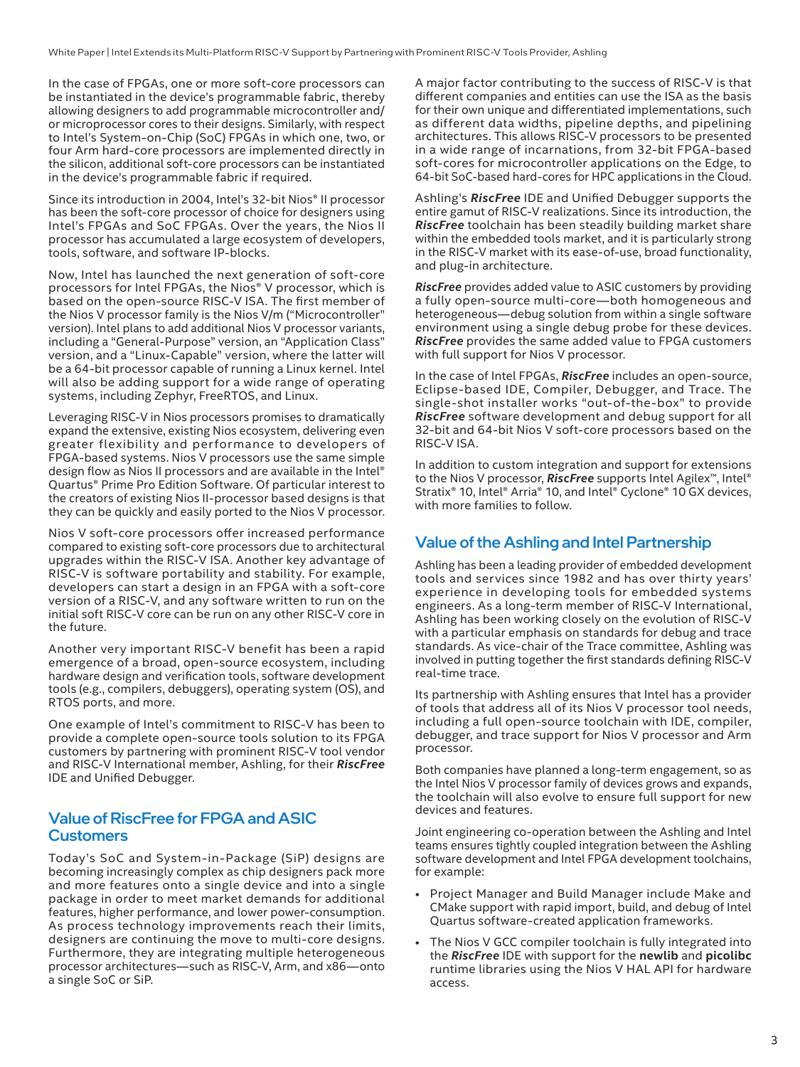In the case of FPGAs, one or more soft-core processors can be instantiated in the device's programmable fabric, thereby allowing designers to add programmable microcontroller and/or microprocessor cores to their designs. Similarly, with respect to Intel's System-on-Chip (SoC) FPGAs in which one, two, or four Arm hard-core processors are implemented directly in the silicon, additional soft-core processors can be instantiated in the device's programmable fabric if required.

Since its introduction in 2004, Intel's 32-bit Nios® II processor has been the soft-core processor of choice for designers using Intel's FPGAs and SoC FPGAs. Over the years, the Nios II processor has accumulated a large ecosystem of developers, tools, software, and software IP-blocks.

Now, Intel has launched the next generation of soft-core processors for Intel FPGAs, the Nios® V processor, which is based on the open-source RISC-V ISA. The first member of the Nios V processor family is the Nios V/m ("Microcontroller" version). Intel plans to add additional Nios V processor variants, including a "General-Purpose" version, an "Application Class" version, and a "Linux-Capable" version, where the latter will be a 64-bit processor capable of running a Linux kernel. Intel will also be adding support for a wide range of operating systems, including Zephyr, FreeRTOS, and Linux.

Leveraging RISC-V in Nios processors promises to dramatically expand the extensive, existing Nios ecosystem, delivering even greater flexibility and performance to developers of FPGA-based systems. Nios V processors use the same simple design flow as Nios II processors and are available in the Intel® Quartus® Prime Pro Edition Software. Of particular interest to the creators of existing Nios II-processor based designs is that they can be quickly and easily ported to the Nios V processor.

Nios V soft-core processors offer increased performance compared to existing soft-core processors due to architectural upgrades within the RISC-V ISA. Another key advantage of RISC-V is software portability and stability. For example, developers can start a design in an FPGA with a soft-core version of a RISC-V, and any software written to run on the initial soft RISC-V core can be run on any other RISC-V core in the future.

Another very important RISC-V benefit has been a rapid emergence of a broad, open-source ecosystem, including hardware design and verification tools, software development tools (e.g., compilers, debuggers), operating system (OS), and RTOS ports, and more.

One example of Intel's commitment to RISC-V has been to provide a complete open-source tools solution to its FPGA customers by partnering with prominent RISC-V tool vendor and RISC-V International member, Ashling, for their ***RiscFree*** IDE and Unified Debugger.

## Value of RiscFree for FPGA and ASIC Customers

Today's SoC and System-in-Package (SiP) designs are becoming increasingly complex as chip designers pack more and more features onto a single device and into a single package in order to meet market demands for additional features, higher performance, and lower power-consumption. As process technology improvements reach their limits, designers are continuing the move to multi-core designs. Furthermore, they are integrating multiple heterogeneous processor architectures—such as RISC-V, Arm, and x86—onto a single SoC or SiP.

A major factor contributing to the success of RISC-V is that different companies and entities can use the ISA as the basis for their own unique and differentiated implementations, such as different data widths, pipeline depths, and pipelining architectures. This allows RISC-V processors to be presented in a wide range of incarnations, from 32-bit FPGA-based soft-cores for microcontroller applications on the Edge, to 64-bit SoC-based hard-cores for HPC applications in the Cloud.

Ashling's ***RiscFree*** IDE and Unified Debugger supports the entire gamut of RISC-V realizations. Since its introduction, the ***RiscFree*** toolchain has been steadily building market share within the embedded tools market, and it is particularly strong in the RISC-V market with its ease-of-use, broad functionality, and plug-in architecture.

***RiscFree*** provides added value to ASIC customers by providing a fully open-source multi-core—both homogeneous and heterogeneous—debug solution from within a single software environment using a single debug probe for these devices. ***RiscFree*** provides the same added value to FPGA customers with full support for Nios V processor.

In the case of Intel FPGAs, ***RiscFree*** includes an open-source, Eclipse-based IDE, Compiler, Debugger, and Trace. The single-shot installer works "out-of-the-box" to provide ***RiscFree*** software development and debug support for all 32-bit and 64-bit Nios V soft-core processors based on the RISC-V ISA.

In addition to custom integration and support for extensions to the Nios V processor, ***RiscFree*** supports Intel Agilex™, Intel® Stratix® 10, Intel® Arria® 10, and Intel® Cyclone® 10 GX devices, with more families to follow.

## Value of the Ashling and Intel Partnership

Ashling has been a leading provider of embedded development tools and services since 1982 and has over thirty years' experience in developing tools for embedded systems engineers. As a long-term member of RISC-V International, Ashling has been working closely on the evolution of RISC-V with a particular emphasis on standards for debug and trace standards. As vice-chair of the Trace committee, Ashling was involved in putting together the first standards defining RISC-V real-time trace.

Its partnership with Ashling ensures that Intel has a provider of tools that address all of its Nios V processor tool needs, including a full open-source toolchain with IDE, compiler, debugger, and trace support for Nios V processor and Arm processor.

Both companies have planned a long-term engagement, so as the Intel Nios V processor family of devices grows and expands, the toolchain will also evolve to ensure full support for new devices and features.

Joint engineering co-operation between the Ashling and Intel teams ensures tightly coupled integration between the Ashling software development and Intel FPGA development toolchains, for example:

- Project Manager and Build Manager include Make and CMake support with rapid import, build, and debug of Intel Quartus software-created application frameworks.
- The Nios V GCC compiler toolchain is fully integrated into the ***RiscFree*** IDE with support for the **newlib** and **picolibc** runtime libraries using the Nios V HAL API for hardware access.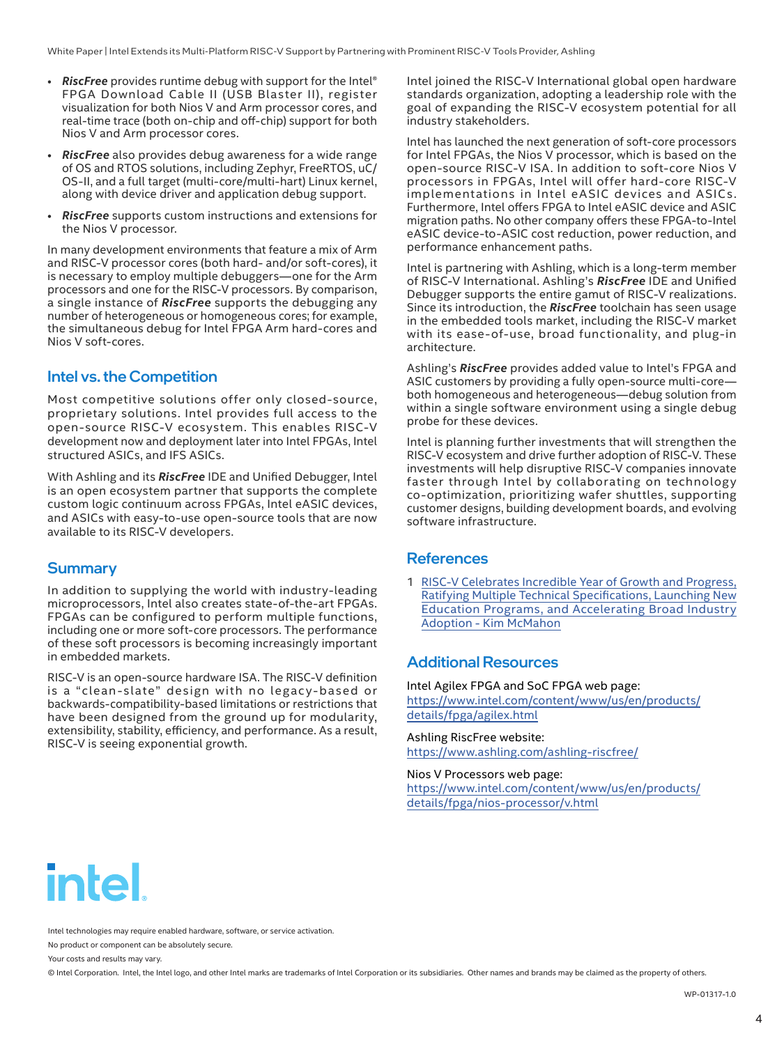- ***RiscFree*** provides runtime debug with support for the Intel® FPGA Download Cable II (USB Blaster II), register visualization for both Nios V and Arm processor cores, and real-time trace (both on-chip and off-chip) support for both Nios V and Arm processor cores.
- ***RiscFree*** also provides debug awareness for a wide range of OS and RTOS solutions, including Zephyr, FreeRTOS, uC/OS-II, and a full target (multi-core/multi-hart) Linux kernel, along with device driver and application debug support.
- ***RiscFree*** supports custom instructions and extensions for the Nios V processor.

In many development environments that feature a mix of Arm and RISC-V processor cores (both hard- and/or soft-cores), it is necessary to employ multiple debuggers—one for the Arm processors and one for the RISC-V processors. By comparison, a single instance of ***RiscFree*** supports the debugging any number of heterogeneous or homogeneous cores; for example, the simultaneous debug for Intel FPGA Arm hard-cores and Nios V soft-cores.

## Intel vs. the Competition

Most competitive solutions offer only closed-source, proprietary solutions. Intel provides full access to the open-source RISC-V ecosystem. This enables RISC-V development now and deployment later into Intel FPGAs, Intel structured ASICs, and IFS ASICs.

With Ashling and its ***RiscFree*** IDE and Unified Debugger, Intel is an open ecosystem partner that supports the complete custom logic continuum across FPGAs, Intel eASIC devices, and ASICs with easy-to-use open-source tools that are now available to its RISC-V developers.

## Summary

In addition to supplying the world with industry-leading microprocessors, Intel also creates state-of-the-art FPGAs. FPGAs can be configured to perform multiple functions, including one or more soft-core processors. The performance of these soft processors is becoming increasingly important in embedded markets.

RISC-V is an open-source hardware ISA. The RISC-V definition is a "clean-slate" design with no legacy-based or backwards-compatibility-based limitations or restrictions that have been designed from the ground up for modularity, extensibility, stability, efficiency, and performance. As a result, RISC-V is seeing exponential growth.

Intel joined the RISC-V International global open hardware standards organization, adopting a leadership role with the goal of expanding the RISC-V ecosystem potential for all industry stakeholders.

Intel has launched the next generation of soft-core processors for Intel FPGAs, the Nios V processor, which is based on the open-source RISC-V ISA. In addition to soft-core Nios V processors in FPGAs, Intel will offer hard-core RISC-V implementations in Intel eASIC devices and ASICs. Furthermore, Intel offers FPGA to Intel eASIC device and ASIC migration paths. No other company offers these FPGA-to-Intel eASIC device-to-ASIC cost reduction, power reduction, and performance enhancement paths.

Intel is partnering with Ashling, which is a long-term member of RISC-V International. Ashling's ***RiscFree*** IDE and Unified Debugger supports the entire gamut of RISC-V realizations. Since its introduction, the ***RiscFree*** toolchain has seen usage in the embedded tools market, including the RISC-V market with its ease-of-use, broad functionality, and plug-in architecture.

Ashling's ***RiscFree*** provides added value to Intel's FPGA and ASIC customers by providing a fully open-source multi-core—both homogeneous and heterogeneous—debug solution from within a single software environment using a single debug probe for these devices.

Intel is planning further investments that will strengthen the RISC-V ecosystem and drive further adoption of RISC-V. These investments will help disruptive RISC-V companies innovate faster through Intel by collaborating on technology co-optimization, prioritizing wafer shuttles, supporting customer designs, building development boards, and evolving software infrastructure.

## References

1. RISC-V Celebrates Incredible Year of Growth and Progress, Ratifying Multiple Technical Specifications, Launching New Education Programs, and Accelerating Broad Industry Adoption - Kim McMahon

## Additional Resources

Intel Agilex FPGA and SoC FPGA web page:
https://www.intel.com/content/www/us/en/products/details/fpga/agilex.html

Ashling RiscFree website:
https://www.ashling.com/ashling-riscfree/

Nios V Processors web page:
https://www.intel.com/content/www/us/en/products/details/fpga/nios-processor/v.html

intel.

Intel technologies may require enabled hardware, software, or service activation.

No product or component can be absolutely secure.

Your costs and results may vary.

© Intel Corporation. Intel, the Intel logo, and other Intel marks are trademarks of Intel Corporation or its subsidiaries. Other names and brands may be claimed as the property of others.

WP-01317-1.0